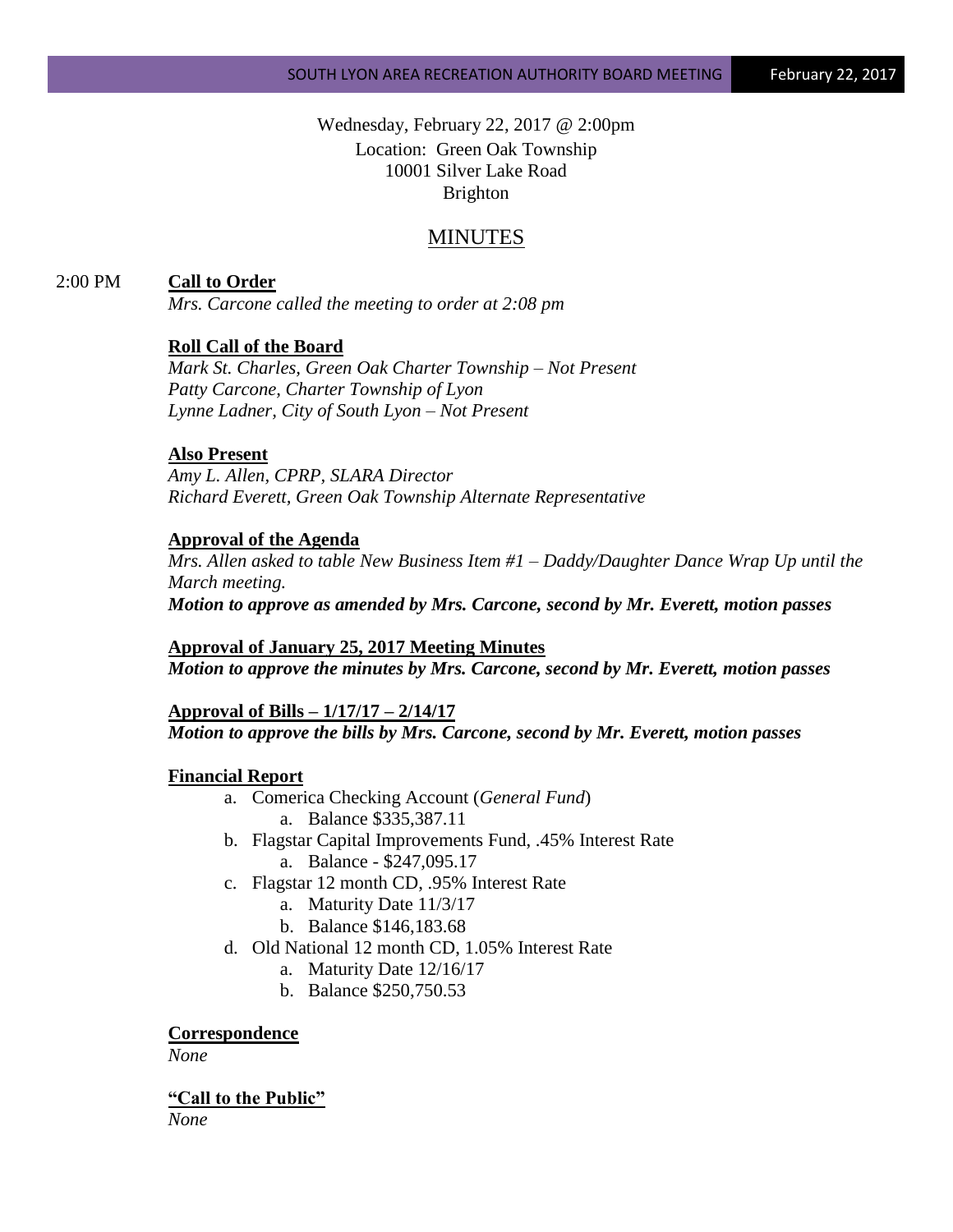Wednesday, February 22, 2017 @ 2:00pm
Location: Green Oak Township
10001 Silver Lake Road
Brighton

# MINUTES

2:00 PM **Call to Order**

*Mrs. Carcone called the meeting to order at 2:08 pm*

**Roll Call of the Board**

*Mark St. Charles, Green Oak Charter Township – Not Present*
*Patty Carcone, Charter Township of Lyon*
*Lynne Ladner, City of South Lyon – Not Present*

**Also Present**

*Amy L. Allen, CPRP, SLARA Director*
*Richard Everett, Green Oak Township Alternate Representative*

**Approval of the Agenda**

*Mrs. Allen asked to table New Business Item #1 – Daddy/Daughter Dance Wrap Up until the March meeting.*
***Motion to approve as amended by Mrs. Carcone, second by Mr. Everett, motion passes***

**Approval of January 25, 2017 Meeting Minutes**

***Motion to approve the minutes by Mrs. Carcone, second by Mr. Everett, motion passes***

**Approval of Bills – 1/17/17 – 2/14/17**

***Motion to approve the bills by Mrs. Carcone, second by Mr. Everett, motion passes***

**Financial Report**

a. Comerica Checking Account (*General Fund*)
   a. Balance $335,387.11
b. Flagstar Capital Improvements Fund, .45% Interest Rate
   a. Balance - $247,095.17
c. Flagstar 12 month CD, .95% Interest Rate
   a. Maturity Date 11/3/17
   b. Balance $146,183.68
d. Old National 12 month CD, 1.05% Interest Rate
   a. Maturity Date 12/16/17
   b. Balance $250,750.53

**Correspondence**

*None*

**"Call to the Public"**

*None*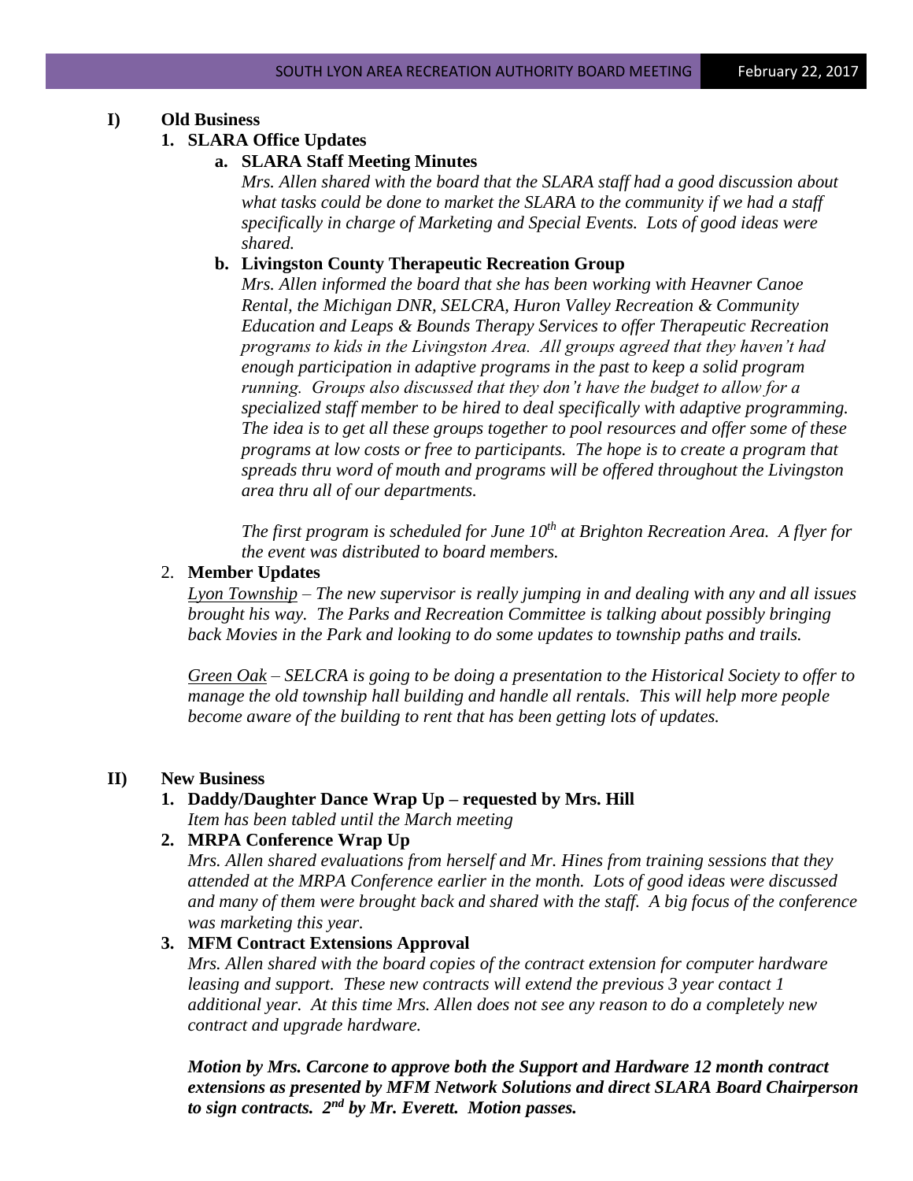## I) Old Business

### 1. SLARA Office Updates

**a. SLARA Staff Meeting Minutes**

*Mrs. Allen shared with the board that the SLARA staff had a good discussion about what tasks could be done to market the SLARA to the community if we had a staff specifically in charge of Marketing and Special Events. Lots of good ideas were shared.*

**b. Livingston County Therapeutic Recreation Group**

*Mrs. Allen informed the board that she has been working with Heavner Canoe Rental, the Michigan DNR, SELCRA, Huron Valley Recreation & Community Education and Leaps & Bounds Therapy Services to offer Therapeutic Recreation programs to kids in the Livingston Area. All groups agreed that they haven't had enough participation in adaptive programs in the past to keep a solid program running. Groups also discussed that they don't have the budget to allow for a specialized staff member to be hired to deal specifically with adaptive programming. The idea is to get all these groups together to pool resources and offer some of these programs at low costs or free to participants. The hope is to create a program that spreads thru word of mouth and programs will be offered throughout the Livingston area thru all of our departments.*

*The first program is scheduled for June 10th at Brighton Recreation Area. A flyer for the event was distributed to board members.*

### 2. Member Updates

*Lyon Township – The new supervisor is really jumping in and dealing with any and all issues brought his way. The Parks and Recreation Committee is talking about possibly bringing back Movies in the Park and looking to do some updates to township paths and trails.*

*Green Oak – SELCRA is going to be doing a presentation to the Historical Society to offer to manage the old township hall building and handle all rentals. This will help more people become aware of the building to rent that has been getting lots of updates.*

## II) New Business

### 1. Daddy/Daughter Dance Wrap Up – requested by Mrs. Hill

*Item has been tabled until the March meeting*

### 2. MRPA Conference Wrap Up

*Mrs. Allen shared evaluations from herself and Mr. Hines from training sessions that they attended at the MRPA Conference earlier in the month. Lots of good ideas were discussed and many of them were brought back and shared with the staff. A big focus of the conference was marketing this year.*

### 3. MFM Contract Extensions Approval

*Mrs. Allen shared with the board copies of the contract extension for computer hardware leasing and support. These new contracts will extend the previous 3 year contact 1 additional year. At this time Mrs. Allen does not see any reason to do a completely new contract and upgrade hardware.*

***Motion by Mrs. Carcone to approve both the Support and Hardware 12 month contract extensions as presented by MFM Network Solutions and direct SLARA Board Chairperson to sign contracts. 2nd by Mr. Everett. Motion passes.***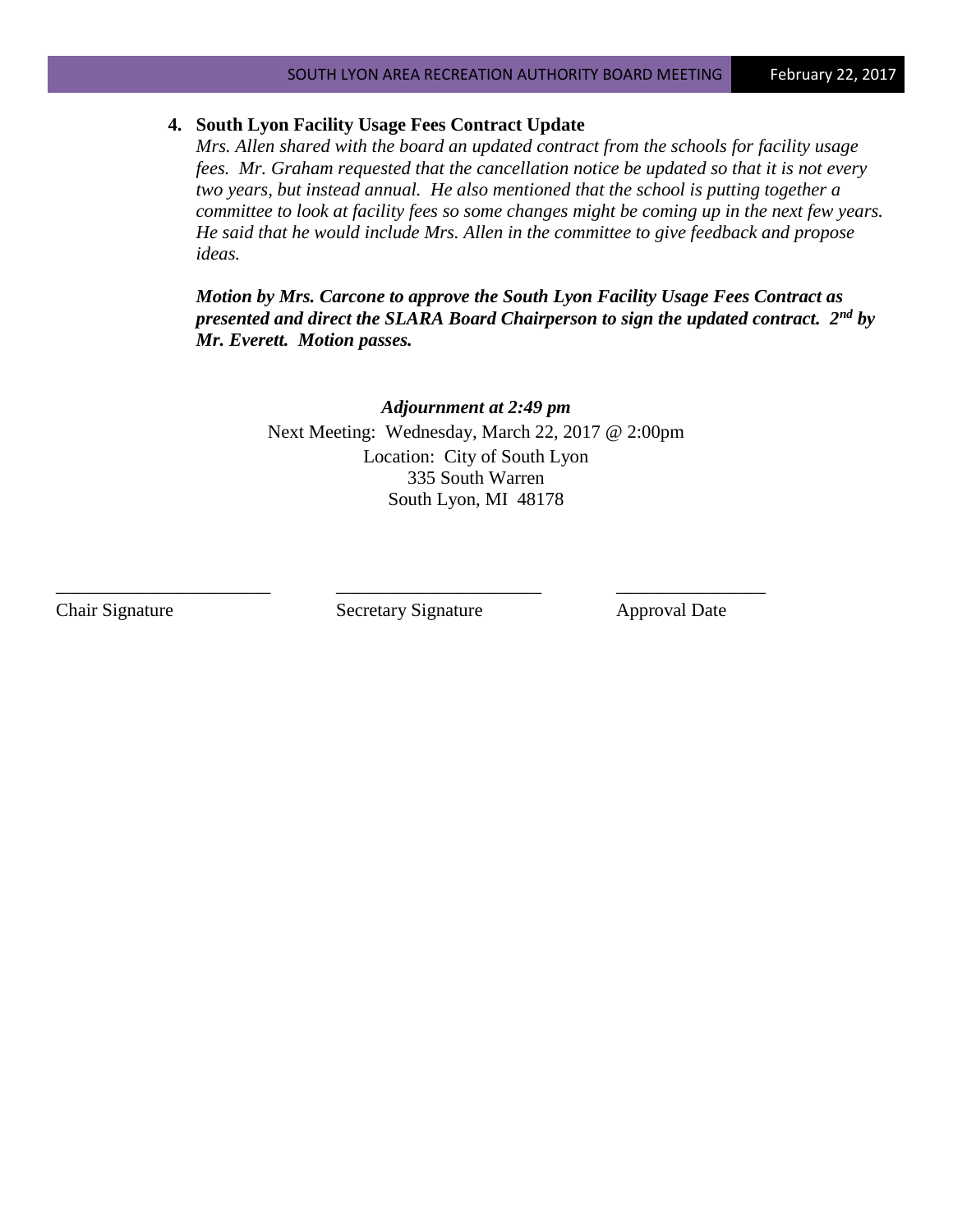**4. South Lyon Facility Usage Fees Contract Update**

*Mrs. Allen shared with the board an updated contract from the schools for facility usage fees. Mr. Graham requested that the cancellation notice be updated so that it is not every two years, but instead annual. He also mentioned that the school is putting together a committee to look at facility fees so some changes might be coming up in the next few years. He said that he would include Mrs. Allen in the committee to give feedback and propose ideas.*

***Motion by Mrs. Carcone to approve the South Lyon Facility Usage Fees Contract as presented and direct the SLARA Board Chairperson to sign the updated contract. 2nd by Mr. Everett. Motion passes.***

***Adjournment at 2:49 pm***

Next Meeting: Wednesday, March 22, 2017 @ 2:00pm

Location: City of South Lyon

335 South Warren

South Lyon, MI 48178

_______________________ _______________________ ________________

Chair Signature Secretary Signature Approval Date